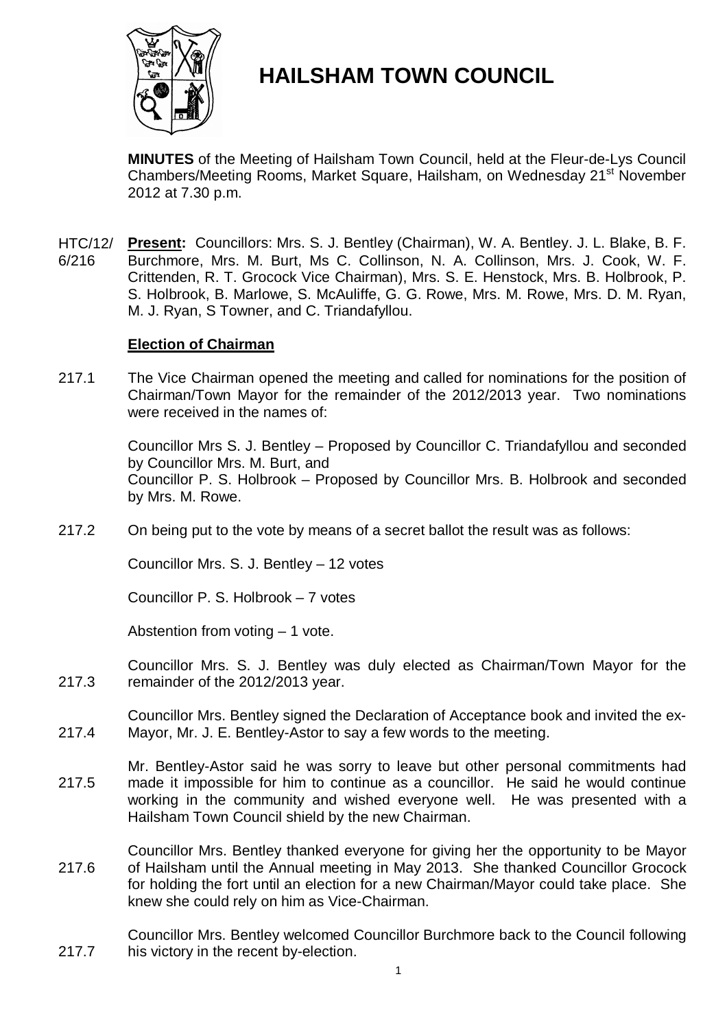# HAILSHAM TOWN COUNCIL

**MINUTES** of the Meeting of Hailsham Town Council, held at the Fleur-de-Lys Council Chambers/Meeting Rooms, Market Square, Hailsham, on Wednesday 21st November 2012 at 7.30 p.m.

HTC/12/6/216 **Present:** Councillors: Mrs. S. J. Bentley (Chairman), W. A. Bentley. J. L. Blake, B. F. Burchmore, Mrs. M. Burt, Ms C. Collinson, N. A. Collinson, Mrs. J. Cook, W. F. Crittenden, R. T. Grocock Vice Chairman), Mrs. S. E. Henstock, Mrs. B. Holbrook, P. S. Holbrook, B. Marlowe, S. McAuliffe, G. G. Rowe, Mrs. M. Rowe, Mrs. D. M. Ryan, M. J. Ryan, S Towner, and C. Triandafyllou.

## Election of Chairman

217.1 The Vice Chairman opened the meeting and called for nominations for the position of Chairman/Town Mayor for the remainder of the 2012/2013 year. Two nominations were received in the names of:

Councillor Mrs S. J. Bentley – Proposed by Councillor C. Triandafyllou and seconded by Councillor Mrs. M. Burt, and
Councillor P. S. Holbrook – Proposed by Councillor Mrs. B. Holbrook and seconded by Mrs. M. Rowe.

217.2 On being put to the vote by means of a secret ballot the result was as follows:

Councillor Mrs. S. J. Bentley – 12 votes

Councillor P. S. Holbrook – 7 votes

Abstention from voting – 1 vote.

217.3 Councillor Mrs. S. J. Bentley was duly elected as Chairman/Town Mayor for the remainder of the 2012/2013 year.

217.4 Councillor Mrs. Bentley signed the Declaration of Acceptance book and invited the ex-Mayor, Mr. J. E. Bentley-Astor to say a few words to the meeting.

217.5 Mr. Bentley-Astor said he was sorry to leave but other personal commitments had made it impossible for him to continue as a councillor. He said he would continue working in the community and wished everyone well. He was presented with a Hailsham Town Council shield by the new Chairman.

217.6 Councillor Mrs. Bentley thanked everyone for giving her the opportunity to be Mayor of Hailsham until the Annual meeting in May 2013. She thanked Councillor Grocock for holding the fort until an election for a new Chairman/Mayor could take place. She knew she could rely on him as Vice-Chairman.

217.7 Councillor Mrs. Bentley welcomed Councillor Burchmore back to the Council following his victory in the recent by-election.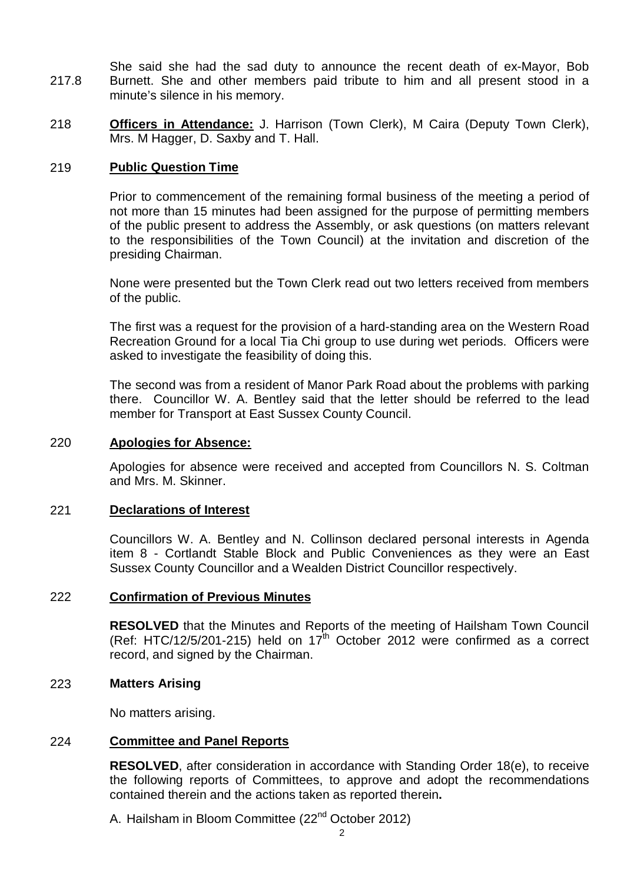217.8 She said she had the sad duty to announce the recent death of ex-Mayor, Bob Burnett. She and other members paid tribute to him and all present stood in a minute's silence in his memory.

218 **Officers in Attendance:** J. Harrison (Town Clerk), M Caira (Deputy Town Clerk), Mrs. M Hagger, D. Saxby and T. Hall.

## 219 Public Question Time

Prior to commencement of the remaining formal business of the meeting a period of not more than 15 minutes had been assigned for the purpose of permitting members of the public present to address the Assembly, or ask questions (on matters relevant to the responsibilities of the Town Council) at the invitation and discretion of the presiding Chairman.

None were presented but the Town Clerk read out two letters received from members of the public.

The first was a request for the provision of a hard-standing area on the Western Road Recreation Ground for a local Tia Chi group to use during wet periods. Officers were asked to investigate the feasibility of doing this.

The second was from a resident of Manor Park Road about the problems with parking there. Councillor W. A. Bentley said that the letter should be referred to the lead member for Transport at East Sussex County Council.

## 220 Apologies for Absence:

Apologies for absence were received and accepted from Councillors N. S. Coltman and Mrs. M. Skinner.

## 221 Declarations of Interest

Councillors W. A. Bentley and N. Collinson declared personal interests in Agenda item 8 - Cortlandt Stable Block and Public Conveniences as they were an East Sussex County Councillor and a Wealden District Councillor respectively.

## 222 Confirmation of Previous Minutes

**RESOLVED** that the Minutes and Reports of the meeting of Hailsham Town Council (Ref: HTC/12/5/201-215) held on 17th October 2012 were confirmed as a correct record, and signed by the Chairman.

## 223 Matters Arising

No matters arising.

## 224 Committee and Panel Reports

**RESOLVED**, after consideration in accordance with Standing Order 18(e), to receive the following reports of Committees, to approve and adopt the recommendations contained therein and the actions taken as reported therein**.**

A. Hailsham in Bloom Committee (22nd October 2012)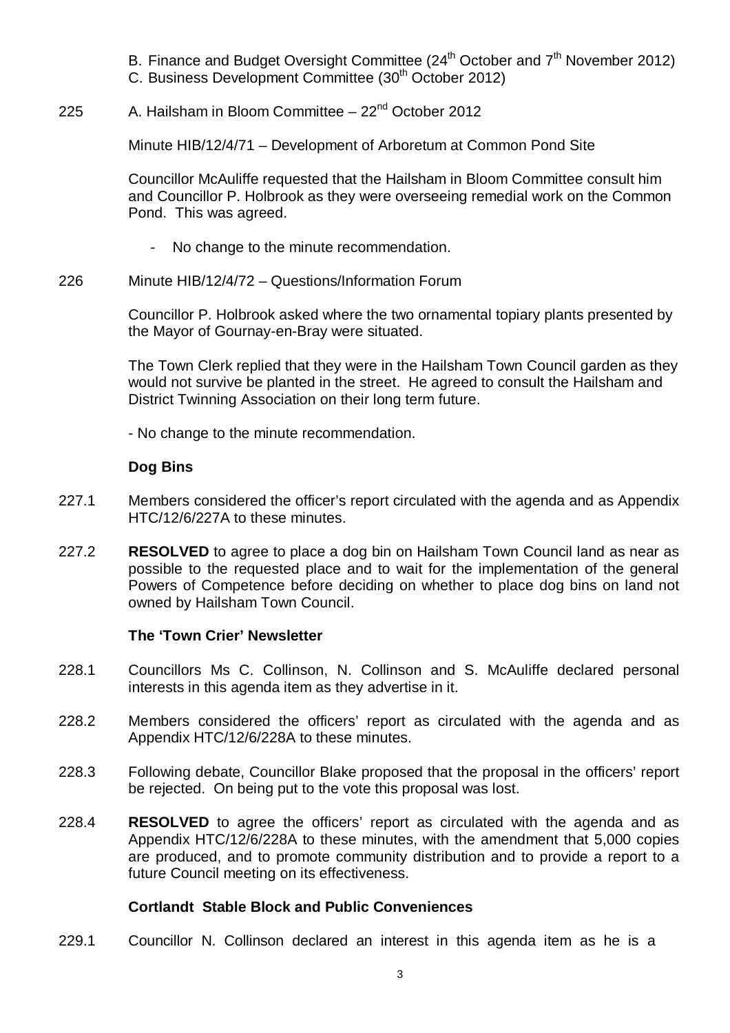B. Finance and Budget Oversight Committee (24th October and 7th November 2012)
C. Business Development Committee (30th October 2012)

225 A. Hailsham in Bloom Committee – 22nd October 2012

Minute HIB/12/4/71 – Development of Arboretum at Common Pond Site

Councillor McAuliffe requested that the Hailsham in Bloom Committee consult him and Councillor P. Holbrook as they were overseeing remedial work on the Common Pond. This was agreed.

- No change to the minute recommendation.

226 Minute HIB/12/4/72 – Questions/Information Forum

Councillor P. Holbrook asked where the two ornamental topiary plants presented by the Mayor of Gournay-en-Bray were situated.

The Town Clerk replied that they were in the Hailsham Town Council garden as they would not survive be planted in the street. He agreed to consult the Hailsham and District Twinning Association on their long term future.

- No change to the minute recommendation.

**Dog Bins**

227.1 Members considered the officer's report circulated with the agenda and as Appendix HTC/12/6/227A to these minutes.

227.2 **RESOLVED** to agree to place a dog bin on Hailsham Town Council land as near as possible to the requested place and to wait for the implementation of the general Powers of Competence before deciding on whether to place dog bins on land not owned by Hailsham Town Council.

**The 'Town Crier' Newsletter**

228.1 Councillors Ms C. Collinson, N. Collinson and S. McAuliffe declared personal interests in this agenda item as they advertise in it.

228.2 Members considered the officers' report as circulated with the agenda and as Appendix HTC/12/6/228A to these minutes.

228.3 Following debate, Councillor Blake proposed that the proposal in the officers' report be rejected. On being put to the vote this proposal was lost.

228.4 **RESOLVED** to agree the officers' report as circulated with the agenda and as Appendix HTC/12/6/228A to these minutes, with the amendment that 5,000 copies are produced, and to promote community distribution and to provide a report to a future Council meeting on its effectiveness.

**Cortlandt Stable Block and Public Conveniences**

229.1 Councillor N. Collinson declared an interest in this agenda item as he is a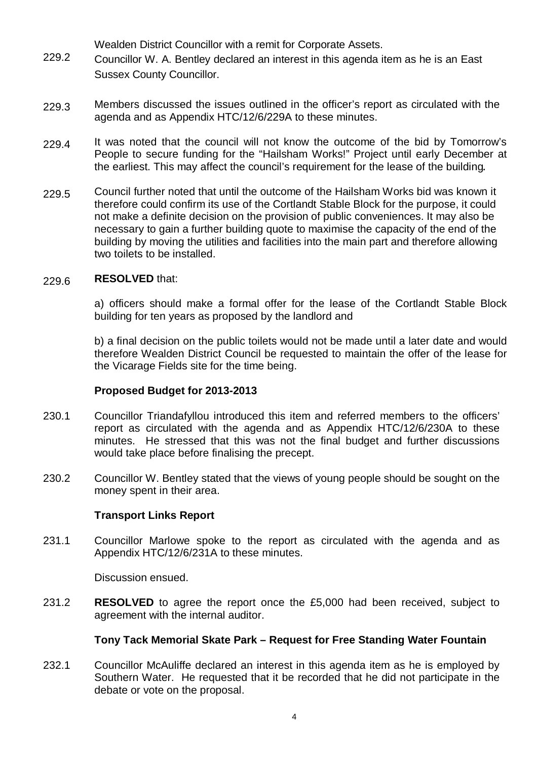Wealden District Councillor with a remit for Corporate Assets.

229.2 Councillor W. A. Bentley declared an interest in this agenda item as he is an East Sussex County Councillor.

229.3 Members discussed the issues outlined in the officer's report as circulated with the agenda and as Appendix HTC/12/6/229A to these minutes.

229.4 It was noted that the council will not know the outcome of the bid by Tomorrow's People to secure funding for the "Hailsham Works!" Project until early December at the earliest. This may affect the council's requirement for the lease of the building.

229.5 Council further noted that until the outcome of the Hailsham Works bid was known it therefore could confirm its use of the Cortlandt Stable Block for the purpose, it could not make a definite decision on the provision of public conveniences. It may also be necessary to gain a further building quote to maximise the capacity of the end of the building by moving the utilities and facilities into the main part and therefore allowing two toilets to be installed.

229.6 **RESOLVED** that:

a) officers should make a formal offer for the lease of the Cortlandt Stable Block building for ten years as proposed by the landlord and

b) a final decision on the public toilets would not be made until a later date and would therefore Wealden District Council be requested to maintain the offer of the lease for the Vicarage Fields site for the time being.

**Proposed Budget for 2013-2013**

230.1 Councillor Triandafyllou introduced this item and referred members to the officers' report as circulated with the agenda and as Appendix HTC/12/6/230A to these minutes. He stressed that this was not the final budget and further discussions would take place before finalising the precept.

230.2 Councillor W. Bentley stated that the views of young people should be sought on the money spent in their area.

**Transport Links Report**

231.1 Councillor Marlowe spoke to the report as circulated with the agenda and as Appendix HTC/12/6/231A to these minutes.

Discussion ensued.

231.2 **RESOLVED** to agree the report once the £5,000 had been received, subject to agreement with the internal auditor.

**Tony Tack Memorial Skate Park – Request for Free Standing Water Fountain**

232.1 Councillor McAuliffe declared an interest in this agenda item as he is employed by Southern Water. He requested that it be recorded that he did not participate in the debate or vote on the proposal.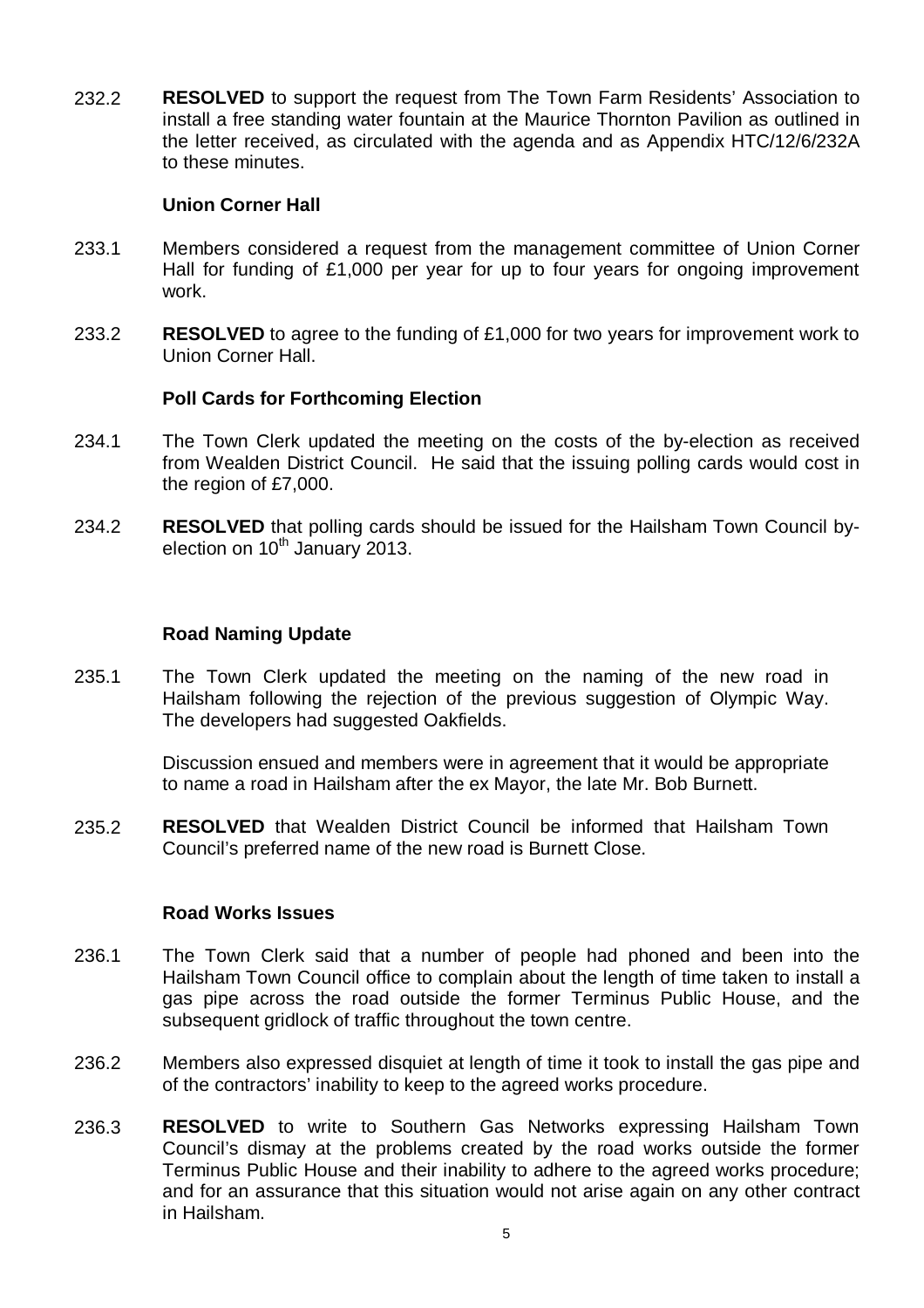232.2 **RESOLVED** to support the request from The Town Farm Residents' Association to install a free standing water fountain at the Maurice Thornton Pavilion as outlined in the letter received, as circulated with the agenda and as Appendix HTC/12/6/232A to these minutes.

**Union Corner Hall**

233.1 Members considered a request from the management committee of Union Corner Hall for funding of £1,000 per year for up to four years for ongoing improvement work.

233.2 **RESOLVED** to agree to the funding of £1,000 for two years for improvement work to Union Corner Hall.

**Poll Cards for Forthcoming Election**

234.1 The Town Clerk updated the meeting on the costs of the by-election as received from Wealden District Council. He said that the issuing polling cards would cost in the region of £7,000.

234.2 **RESOLVED** that polling cards should be issued for the Hailsham Town Council by-election on 10th January 2013.

**Road Naming Update**

235.1 The Town Clerk updated the meeting on the naming of the new road in Hailsham following the rejection of the previous suggestion of Olympic Way. The developers had suggested Oakfields.

Discussion ensued and members were in agreement that it would be appropriate to name a road in Hailsham after the ex Mayor, the late Mr. Bob Burnett.

235.2 **RESOLVED** that Wealden District Council be informed that Hailsham Town Council's preferred name of the new road is Burnett Close.

**Road Works Issues**

236.1 The Town Clerk said that a number of people had phoned and been into the Hailsham Town Council office to complain about the length of time taken to install a gas pipe across the road outside the former Terminus Public House, and the subsequent gridlock of traffic throughout the town centre.

236.2 Members also expressed disquiet at length of time it took to install the gas pipe and of the contractors' inability to keep to the agreed works procedure.

236.3 **RESOLVED** to write to Southern Gas Networks expressing Hailsham Town Council's dismay at the problems created by the road works outside the former Terminus Public House and their inability to adhere to the agreed works procedure; and for an assurance that this situation would not arise again on any other contract in Hailsham.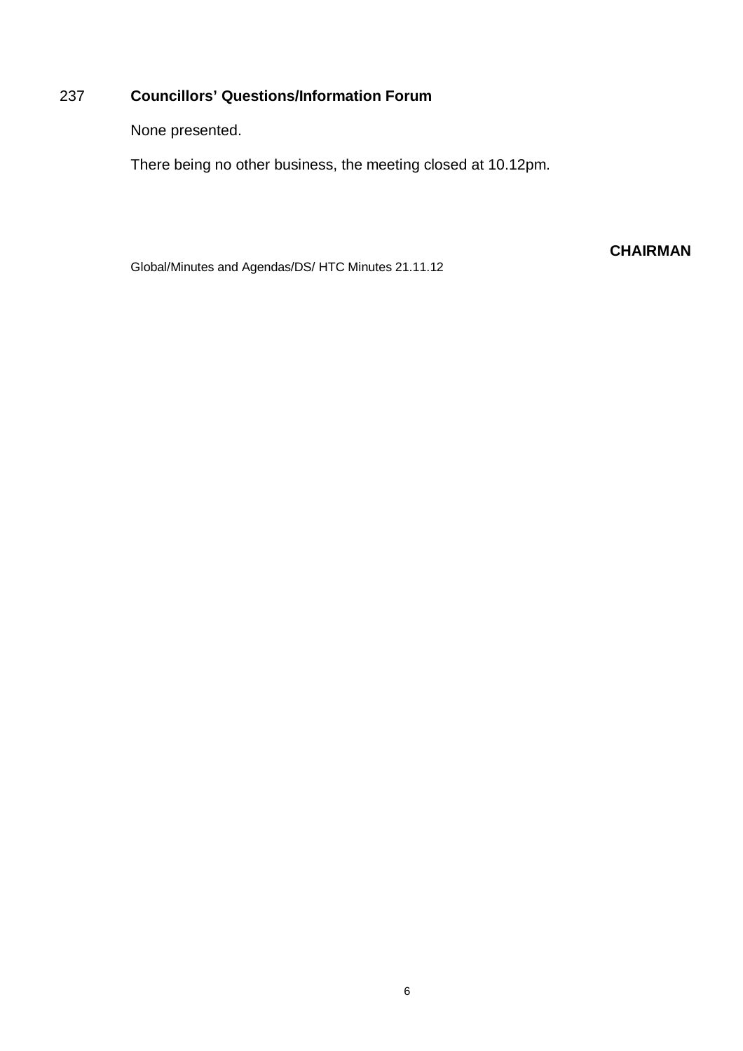237 **Councillors' Questions/Information Forum**

None presented.

There being no other business, the meeting closed at 10.12pm.

**CHAIRMAN**

Global/Minutes and Agendas/DS/ HTC Minutes 21.11.12